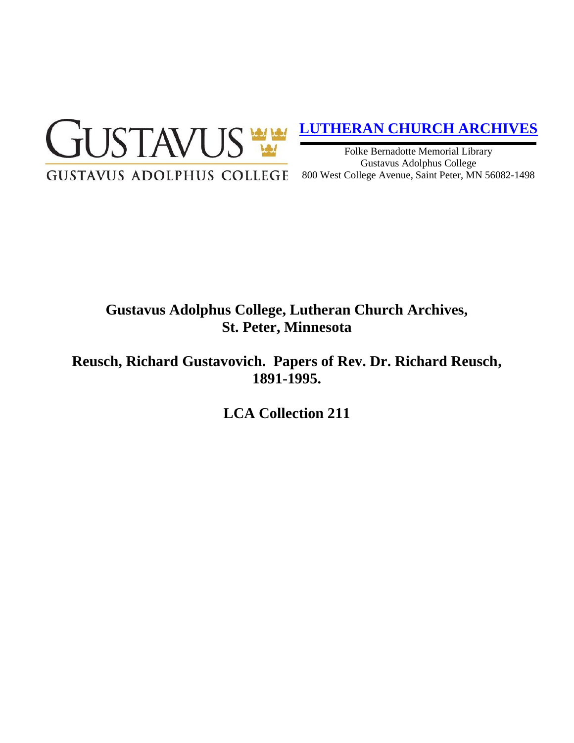# GUSTAVUS

GUSTAVUS ADOLPHUS COLLEGE

**LUTHERAN CHURCH ARCHIVES**

Folke Bernadotte Memorial Library
Gustavus Adolphus College
800 West College Avenue, Saint Peter, MN 56082-1498

## Gustavus Adolphus College, Lutheran Church Archives, St. Peter, Minnesota

## Reusch, Richard Gustavovich. Papers of Rev. Dr. Richard Reusch, 1891-1995.

## LCA Collection 211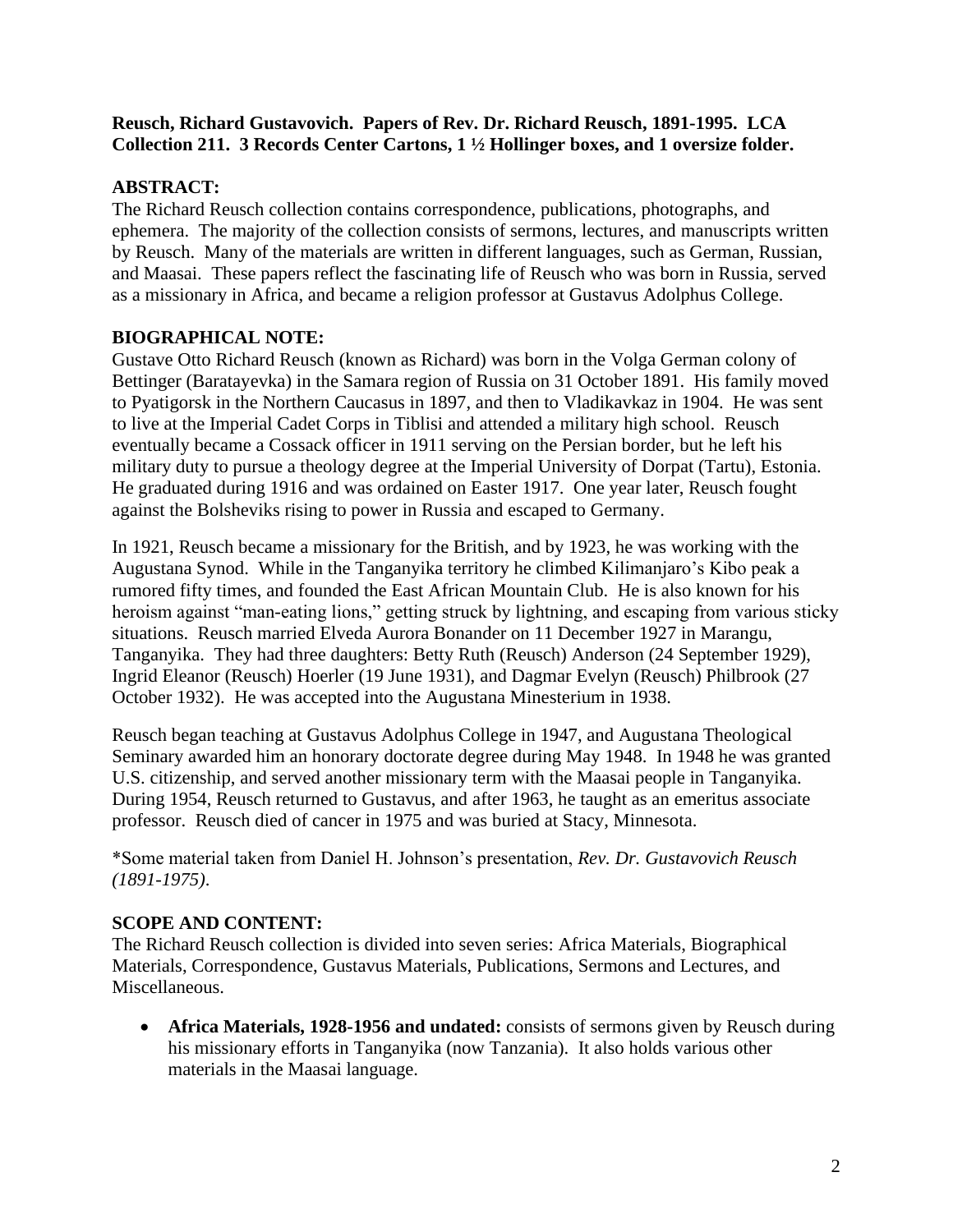**Reusch, Richard Gustavovich. Papers of Rev. Dr. Richard Reusch, 1891-1995. LCA Collection 211. 3 Records Center Cartons, 1 ½ Hollinger boxes, and 1 oversize folder.**

## ABSTRACT:

The Richard Reusch collection contains correspondence, publications, photographs, and ephemera. The majority of the collection consists of sermons, lectures, and manuscripts written by Reusch. Many of the materials are written in different languages, such as German, Russian, and Maasai. These papers reflect the fascinating life of Reusch who was born in Russia, served as a missionary in Africa, and became a religion professor at Gustavus Adolphus College.

## BIOGRAPHICAL NOTE:

Gustave Otto Richard Reusch (known as Richard) was born in the Volga German colony of Bettinger (Baratayevka) in the Samara region of Russia on 31 October 1891. His family moved to Pyatigorsk in the Northern Caucasus in 1897, and then to Vladikavkaz in 1904. He was sent to live at the Imperial Cadet Corps in Tiblisi and attended a military high school. Reusch eventually became a Cossack officer in 1911 serving on the Persian border, but he left his military duty to pursue a theology degree at the Imperial University of Dorpat (Tartu), Estonia. He graduated during 1916 and was ordained on Easter 1917. One year later, Reusch fought against the Bolsheviks rising to power in Russia and escaped to Germany.

In 1921, Reusch became a missionary for the British, and by 1923, he was working with the Augustana Synod. While in the Tanganyika territory he climbed Kilimanjaro's Kibo peak a rumored fifty times, and founded the East African Mountain Club. He is also known for his heroism against "man-eating lions," getting struck by lightning, and escaping from various sticky situations. Reusch married Elveda Aurora Bonander on 11 December 1927 in Marangu, Tanganyika. They had three daughters: Betty Ruth (Reusch) Anderson (24 September 1929), Ingrid Eleanor (Reusch) Hoerler (19 June 1931), and Dagmar Evelyn (Reusch) Philbrook (27 October 1932). He was accepted into the Augustana Minesterium in 1938.

Reusch began teaching at Gustavus Adolphus College in 1947, and Augustana Theological Seminary awarded him an honorary doctorate degree during May 1948. In 1948 he was granted U.S. citizenship, and served another missionary term with the Maasai people in Tanganyika. During 1954, Reusch returned to Gustavus, and after 1963, he taught as an emeritus associate professor. Reusch died of cancer in 1975 and was buried at Stacy, Minnesota.

*Some material taken from Daniel H. Johnson's presentation, *Rev. Dr. Gustavovich Reusch (1891-1975)*.

## SCOPE AND CONTENT:

The Richard Reusch collection is divided into seven series: Africa Materials, Biographical Materials, Correspondence, Gustavus Materials, Publications, Sermons and Lectures, and Miscellaneous.

- **Africa Materials, 1928-1956 and undated:** consists of sermons given by Reusch during his missionary efforts in Tanganyika (now Tanzania). It also holds various other materials in the Maasai language.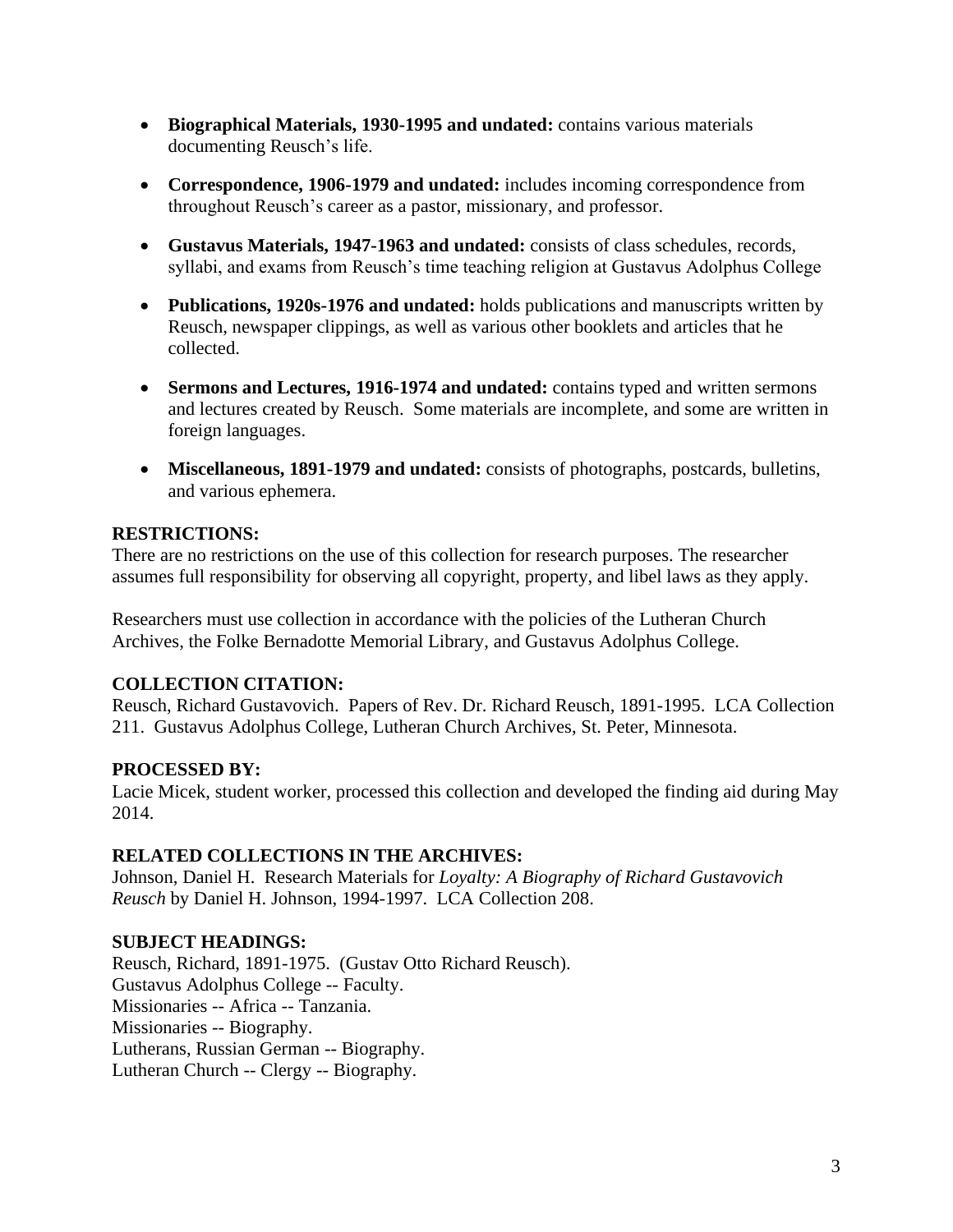- **Biographical Materials, 1930-1995 and undated:** contains various materials documenting Reusch's life.

- **Correspondence, 1906-1979 and undated:** includes incoming correspondence from throughout Reusch's career as a pastor, missionary, and professor.

- **Gustavus Materials, 1947-1963 and undated:** consists of class schedules, records, syllabi, and exams from Reusch's time teaching religion at Gustavus Adolphus College

- **Publications, 1920s-1976 and undated:** holds publications and manuscripts written by Reusch, newspaper clippings, as well as various other booklets and articles that he collected.

- **Sermons and Lectures, 1916-1974 and undated:** contains typed and written sermons and lectures created by Reusch. Some materials are incomplete, and some are written in foreign languages.

- **Miscellaneous, 1891-1979 and undated:** consists of photographs, postcards, bulletins, and various ephemera.

**RESTRICTIONS:**

There are no restrictions on the use of this collection for research purposes. The researcher assumes full responsibility for observing all copyright, property, and libel laws as they apply.

Researchers must use collection in accordance with the policies of the Lutheran Church Archives, the Folke Bernadotte Memorial Library, and Gustavus Adolphus College.

**COLLECTION CITATION:**

Reusch, Richard Gustavovich. Papers of Rev. Dr. Richard Reusch, 1891-1995. LCA Collection 211. Gustavus Adolphus College, Lutheran Church Archives, St. Peter, Minnesota.

**PROCESSED BY:**

Lacie Micek, student worker, processed this collection and developed the finding aid during May 2014.

**RELATED COLLECTIONS IN THE ARCHIVES:**

Johnson, Daniel H. Research Materials for *Loyalty: A Biography of Richard Gustavovich Reusch* by Daniel H. Johnson, 1994-1997. LCA Collection 208.

**SUBJECT HEADINGS:**

Reusch, Richard, 1891-1975. (Gustav Otto Richard Reusch).
Gustavus Adolphus College -- Faculty.
Missionaries -- Africa -- Tanzania.
Missionaries -- Biography.
Lutherans, Russian German -- Biography.
Lutheran Church -- Clergy -- Biography.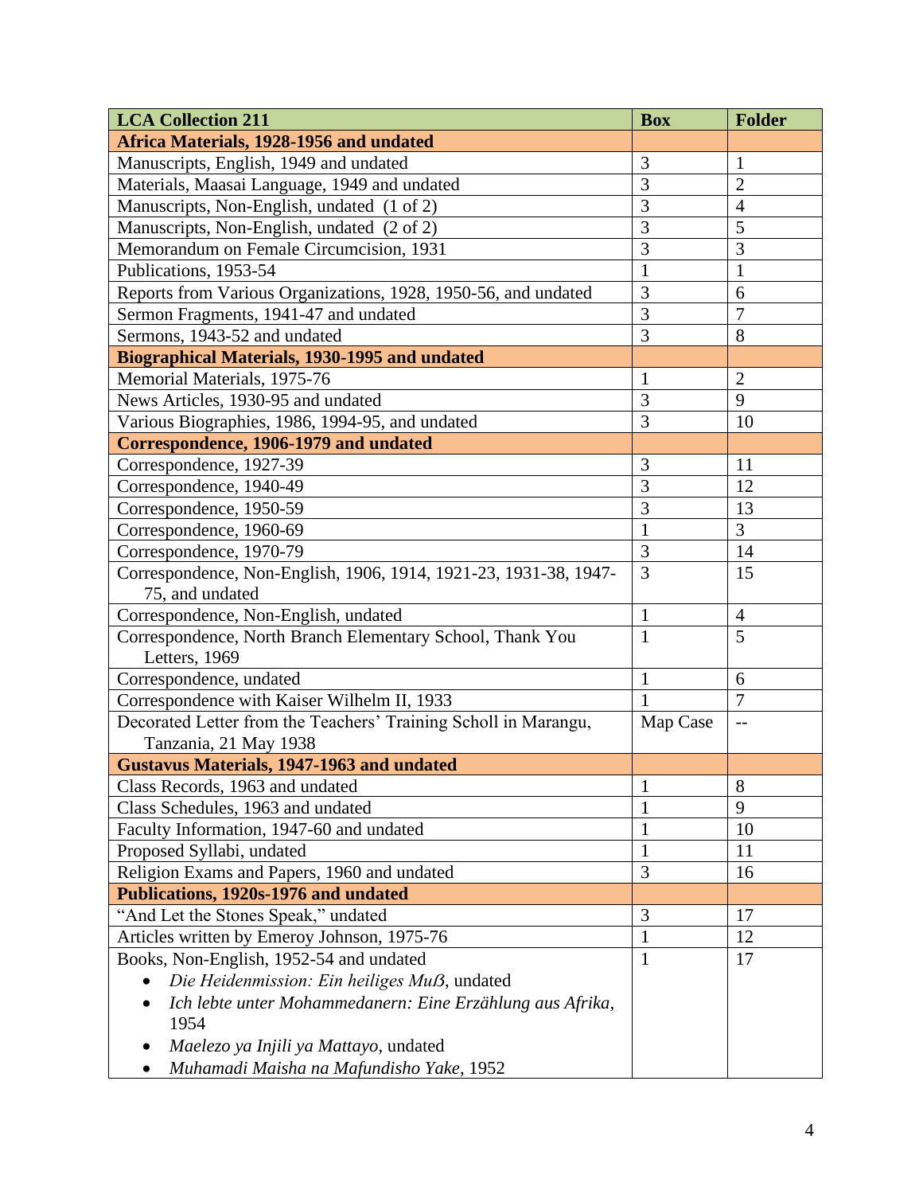| **LCA Collection 211** | **Box** | **Folder** |
| --- | --- | --- |
| **Africa Materials, 1928-1956 and undated** | | |
| Manuscripts, English, 1949 and undated | 3 | 1 |
| Materials, Maasai Language, 1949 and undated | 3 | 2 |
| Manuscripts, Non-English, undated (1 of 2) | 3 | 4 |
| Manuscripts, Non-English, undated (2 of 2) | 3 | 5 |
| Memorandum on Female Circumcision, 1931 | 3 | 3 |
| Publications, 1953-54 | 1 | 1 |
| Reports from Various Organizations, 1928, 1950-56, and undated | 3 | 6 |
| Sermon Fragments, 1941-47 and undated | 3 | 7 |
| Sermons, 1943-52 and undated | 3 | 8 |
| **Biographical Materials, 1930-1995 and undated** | | |
| Memorial Materials, 1975-76 | 1 | 2 |
| News Articles, 1930-95 and undated | 3 | 9 |
| Various Biographies, 1986, 1994-95, and undated | 3 | 10 |
| **Correspondence, 1906-1979 and undated** | | |
| Correspondence, 1927-39 | 3 | 11 |
| Correspondence, 1940-49 | 3 | 12 |
| Correspondence, 1950-59 | 3 | 13 |
| Correspondence, 1960-69 | 1 | 3 |
| Correspondence, 1970-79 | 3 | 14 |
| Correspondence, Non-English, 1906, 1914, 1921-23, 1931-38, 1947-75, and undated | 3 | 15 |
| Correspondence, Non-English, undated | 1 | 4 |
| Correspondence, North Branch Elementary School, Thank You Letters, 1969 | 1 | 5 |
| Correspondence, undated | 1 | 6 |
| Correspondence with Kaiser Wilhelm II, 1933 | 1 | 7 |
| Decorated Letter from the Teachers' Training Scholl in Marangu, Tanzania, 21 May 1938 | Map Case | -- |
| **Gustavus Materials, 1947-1963 and undated** | | |
| Class Records, 1963 and undated | 1 | 8 |
| Class Schedules, 1963 and undated | 1 | 9 |
| Faculty Information, 1947-60 and undated | 1 | 10 |
| Proposed Syllabi, undated | 1 | 11 |
| Religion Exams and Papers, 1960 and undated | 3 | 16 |
| **Publications, 1920s-1976 and undated** | | |
| "And Let the Stones Speak," undated | 3 | 17 |
| Articles written by Emeroy Johnson, 1975-76 | 1 | 12 |
| Books, Non-English, 1952-54 and undated<br>• *Die Heidenmission: Ein heiliges Muß*, undated<br>• *Ich lebte unter Mohammedanern: Eine Erzählung aus Afrika*, 1954<br>• *Maelezo ya Injili ya Mattayo*, undated<br>• *Muhamadi Maisha na Mafundisho Yake*, 1952 | 1 | 17 |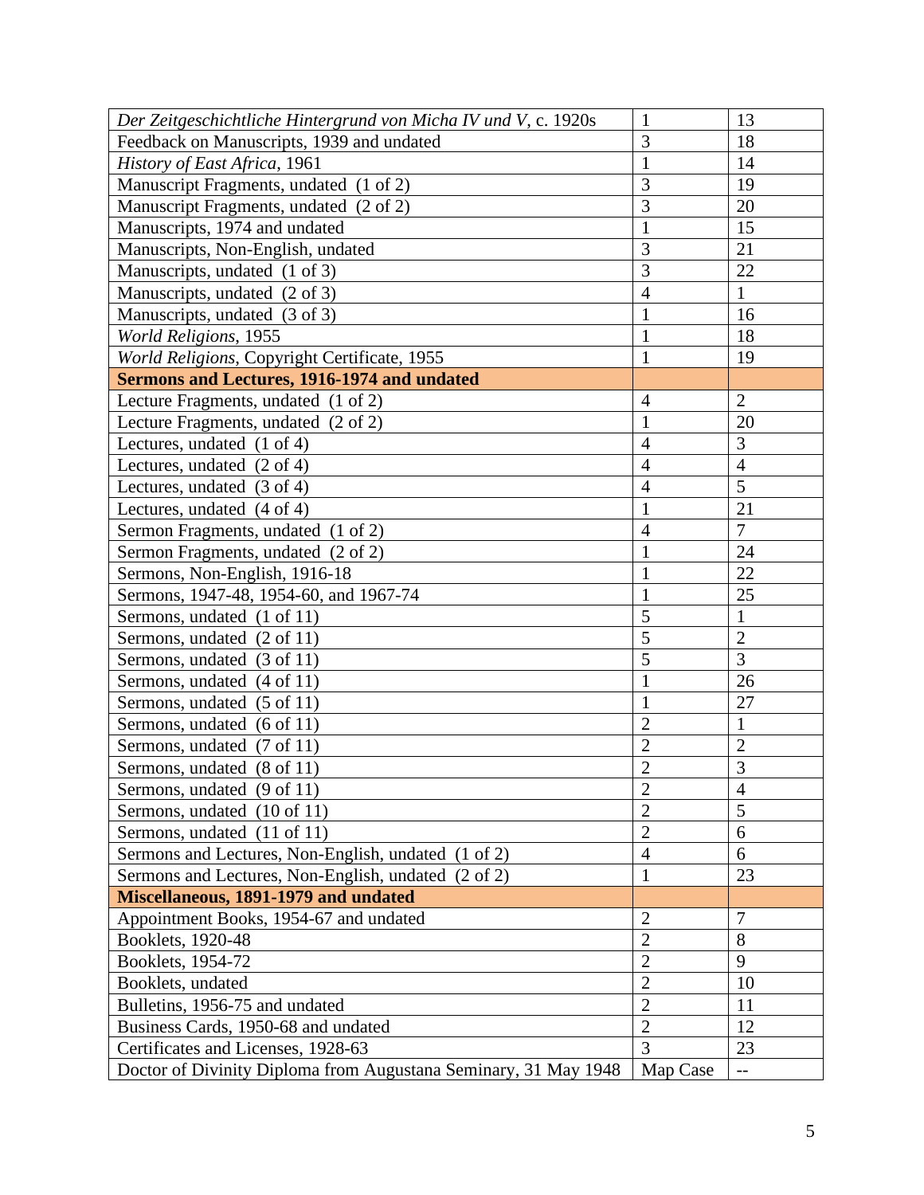| | | |
|---|---|---|
| *Der Zeitgeschichtliche Hintergrund von Micha IV und V*, c. 1920s | 1 | 13 |
| Feedback on Manuscripts, 1939 and undated | 3 | 18 |
| *History of East Africa*, 1961 | 1 | 14 |
| Manuscript Fragments, undated (1 of 2) | 3 | 19 |
| Manuscript Fragments, undated (2 of 2) | 3 | 20 |
| Manuscripts, 1974 and undated | 1 | 15 |
| Manuscripts, Non-English, undated | 3 | 21 |
| Manuscripts, undated (1 of 3) | 3 | 22 |
| Manuscripts, undated (2 of 3) | 4 | 1 |
| Manuscripts, undated (3 of 3) | 1 | 16 |
| *World Religions*, 1955 | 1 | 18 |
| *World Religions*, Copyright Certificate, 1955 | 1 | 19 |
| **Sermons and Lectures, 1916-1974 and undated** | | |
| Lecture Fragments, undated (1 of 2) | 4 | 2 |
| Lecture Fragments, undated (2 of 2) | 1 | 20 |
| Lectures, undated (1 of 4) | 4 | 3 |
| Lectures, undated (2 of 4) | 4 | 4 |
| Lectures, undated (3 of 4) | 4 | 5 |
| Lectures, undated (4 of 4) | 1 | 21 |
| Sermon Fragments, undated (1 of 2) | 4 | 7 |
| Sermon Fragments, undated (2 of 2) | 1 | 24 |
| Sermons, Non-English, 1916-18 | 1 | 22 |
| Sermons, 1947-48, 1954-60, and 1967-74 | 1 | 25 |
| Sermons, undated (1 of 11) | 5 | 1 |
| Sermons, undated (2 of 11) | 5 | 2 |
| Sermons, undated (3 of 11) | 5 | 3 |
| Sermons, undated (4 of 11) | 1 | 26 |
| Sermons, undated (5 of 11) | 1 | 27 |
| Sermons, undated (6 of 11) | 2 | 1 |
| Sermons, undated (7 of 11) | 2 | 2 |
| Sermons, undated (8 of 11) | 2 | 3 |
| Sermons, undated (9 of 11) | 2 | 4 |
| Sermons, undated (10 of 11) | 2 | 5 |
| Sermons, undated (11 of 11) | 2 | 6 |
| Sermons and Lectures, Non-English, undated (1 of 2) | 4 | 6 |
| Sermons and Lectures, Non-English, undated (2 of 2) | 1 | 23 |
| **Miscellaneous, 1891-1979 and undated** | | |
| Appointment Books, 1954-67 and undated | 2 | 7 |
| Booklets, 1920-48 | 2 | 8 |
| Booklets, 1954-72 | 2 | 9 |
| Booklets, undated | 2 | 10 |
| Bulletins, 1956-75 and undated | 2 | 11 |
| Business Cards, 1950-68 and undated | 2 | 12 |
| Certificates and Licenses, 1928-63 | 3 | 23 |
| Doctor of Divinity Diploma from Augustana Seminary, 31 May 1948 | Map Case | -- |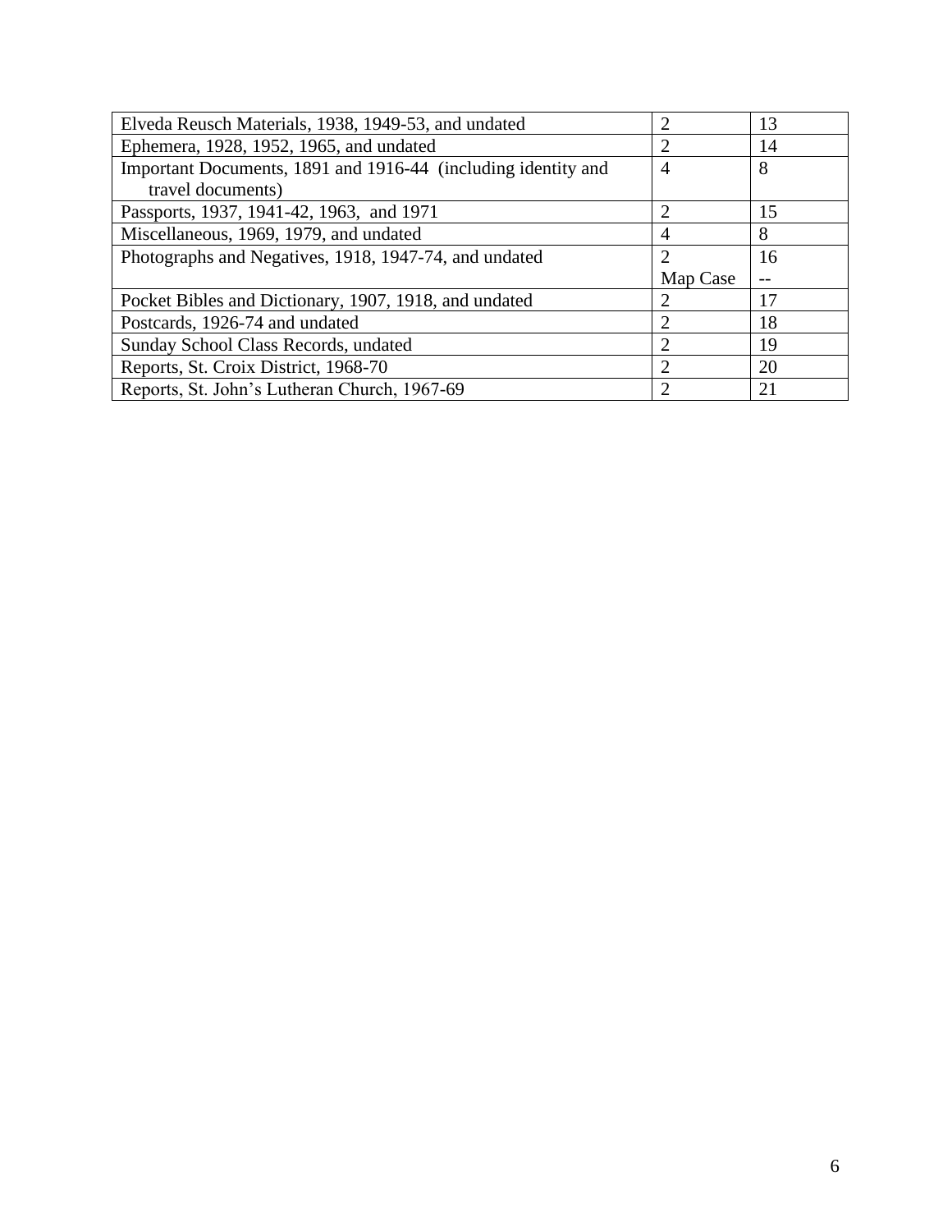| | | |
|---|---|---|
| Elveda Reusch Materials, 1938, 1949-53, and undated | 2 | 13 |
| Ephemera, 1928, 1952, 1965, and undated | 2 | 14 |
| Important Documents, 1891 and 1916-44 (including identity and travel documents) | 4 | 8 |
| Passports, 1937, 1941-42, 1963, and 1971 | 2 | 15 |
| Miscellaneous, 1969, 1979, and undated | 4 | 8 |
| Photographs and Negatives, 1918, 1947-74, and undated | 2<br>Map Case | 16<br>-- |
| Pocket Bibles and Dictionary, 1907, 1918, and undated | 2 | 17 |
| Postcards, 1926-74 and undated | 2 | 18 |
| Sunday School Class Records, undated | 2 | 19 |
| Reports, St. Croix District, 1968-70 | 2 | 20 |
| Reports, St. John's Lutheran Church, 1967-69 | 2 | 21 |